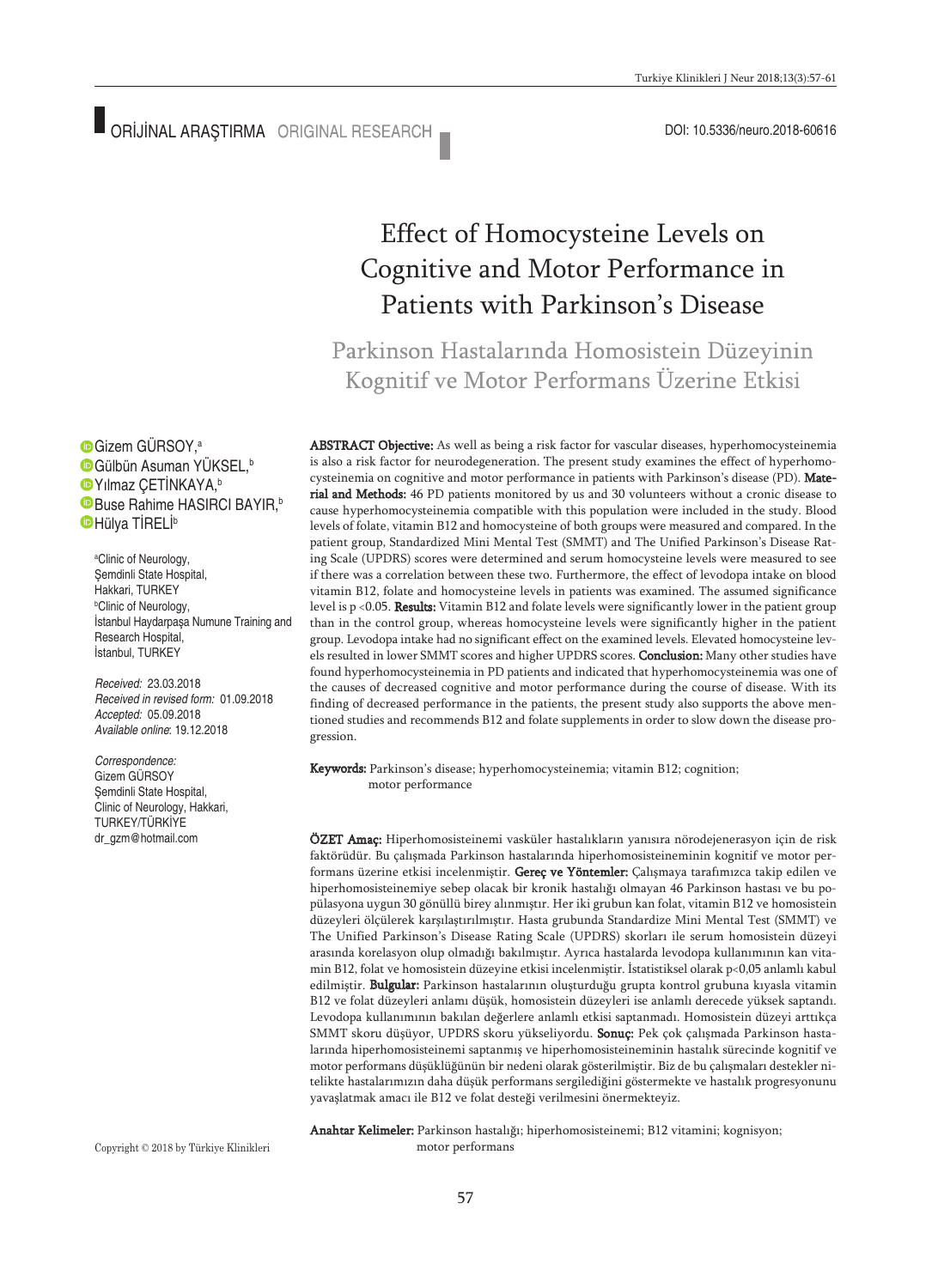ORİJİNAL ARAŞTIRMA ORIGINAL RESEARCH

DOI: 10.5336/neuro.2018-60616

# Effect of Homocysteine Levels on Cognitive and Motor Performance in Patients with Parkinson's Disease

## Parkinson Hastalarında Homosistein Düzeyinin Kognitif ve Motor Performans Üzerine Etkisi

Gizem GÜRSOY,[a]
Gülbün Asuman YÜKSEL,[b]
Yılmaz ÇETİNKAYA,[b]
Buse Rahime HASIRCI BAYIR,[b]
Hülya TİRELİ[b]

[a]Clinic of Neurology, Şemdinli State Hospital, Hakkari, TURKEY
[b]Clinic of Neurology, İstanbul Haydarpaşa Numune Training and Research Hospital, İstanbul, TURKEY

*Received:* 23.03.2018
*Received in revised form:* 01.09.2018
*Accepted:* 05.09.2018
*Available online:* 19.12.2018

*Correspondence:*
Gizem GÜRSOY
Şemdinli State Hospital, Clinic of Neurology, Hakkari, TURKEY/TÜRKİYE
dr_gzm@hotmail.com

**ABSTRACT Objective:** As well as being a risk factor for vascular diseases, hyperhomocysteinemia is also a risk factor for neurodegeneration. The present study examines the effect of hyperhomocysteinemia on cognitive and motor performance in patients with Parkinson's disease (PD). **Material and Methods:** 46 PD patients monitored by us and 30 volunteers without a cronic disease to cause hyperhomocysteinemia compatible with this population were included in the study. Blood levels of folate, vitamin B12 and homocysteine of both groups were measured and compared. In the patient group, Standardized Mini Mental Test (SMMT) and The Unified Parkinson's Disease Rating Scale (UPDRS) scores were determined and serum homocysteine levels were measured to see if there was a correlation between these two. Furthermore, the effect of levodopa intake on blood vitamin B12, folate and homocysteine levels in patients was examined. The assumed significance level is $p < 0.05$. **Results:** Vitamin B12 and folate levels were significantly lower in the patient group than in the control group, whereas homocysteine levels were significantly higher in the patient group. Levodopa intake had no significant effect on the examined levels. Elevated homocysteine levels resulted in lower SMMT scores and higher UPDRS scores. **Conclusion:** Many other studies have found hyperhomocysteinemia in PD patients and indicated that hyperhomocysteinemia was one of the causes of decreased cognitive and motor performance during the course of disease. With its finding of decreased performance in the patients, the present study also supports the above mentioned studies and recommends B12 and folate supplements in order to slow down the disease progression.

**Keywords:** Parkinson's disease; hyperhomocysteinemia; vitamin B12; cognition; motor performance

**ÖZET Amaç:** Hiperhomosisteinemi vasküler hastalıkların yanısıra nörodejenerasyon için de risk faktörüdür. Bu çalışmada Parkinson hastalarında hiperhomosisteineminin kognitif ve motor performans üzerine etkisi incelenmiştir. **Gereç ve Yöntemler:** Çalışmaya tarafımızca takip edilen ve hiperhomosisteinemiye sebep olacak bir kronik hastalığı olmayan 46 Parkinson hastası ve bu popülasyona uygun 30 gönüllü birey alınmıştır. Her iki grubun kan folat, vitamin B12 ve homosistein düzeyleri ölçülerek karşılaştırılmıştır. Hasta grubunda Standardize Mini Mental Test (SMMT) ve The Unified Parkinson's Disease Rating Scale (UPDRS) skorları ile serum homosistein düzeyi arasında korelasyon olup olmadığı bakılmıştır. Ayrıca hastalarda levodopa kullanımının kan vitamin B12, folat ve homosistein düzeyine etkisi incelenmiştir. İstatistiksel olarak $p<0,05$ anlamlı kabul edilmiştir. **Bulgular:** Parkinson hastalarının oluşturduğu grupta kontrol grubuna kıyasla vitamin B12 ve folat düzeyleri anlamı düşük, homosistein düzeyleri ise anlamlı derecede yüksek saptandı. Levodopa kullanımının bakılan değerlere anlamlı etkisi saptanmadı. Homosistein düzeyi arttıkça SMMT skoru düşüyor, UPDRS skoru yükseliyordu. **Sonuç:** Pek çok çalışmada Parkinson hastalarında hiperhomosisteinemi saptanmış ve hiperhomosisteineminin hastalık sürecinde kognitif ve motor performans düşüklüğünün bir nedeni olarak gösterilmiştir. Biz de bu çalışmaları destekler nitelikte hastalarımızın daha düşük performans sergilediğini göstermekte ve hastalık progresyonunu yavaşlatmak amacı ile B12 ve folat desteği verilmesini önermekteyiz.

**Anahtar Kelimeler:** Parkinson hastalığı; hiperhomosisteinemi; B12 vitamini; kognisyon; motor performans

Copyright © 2018 by Türkiye Klinikleri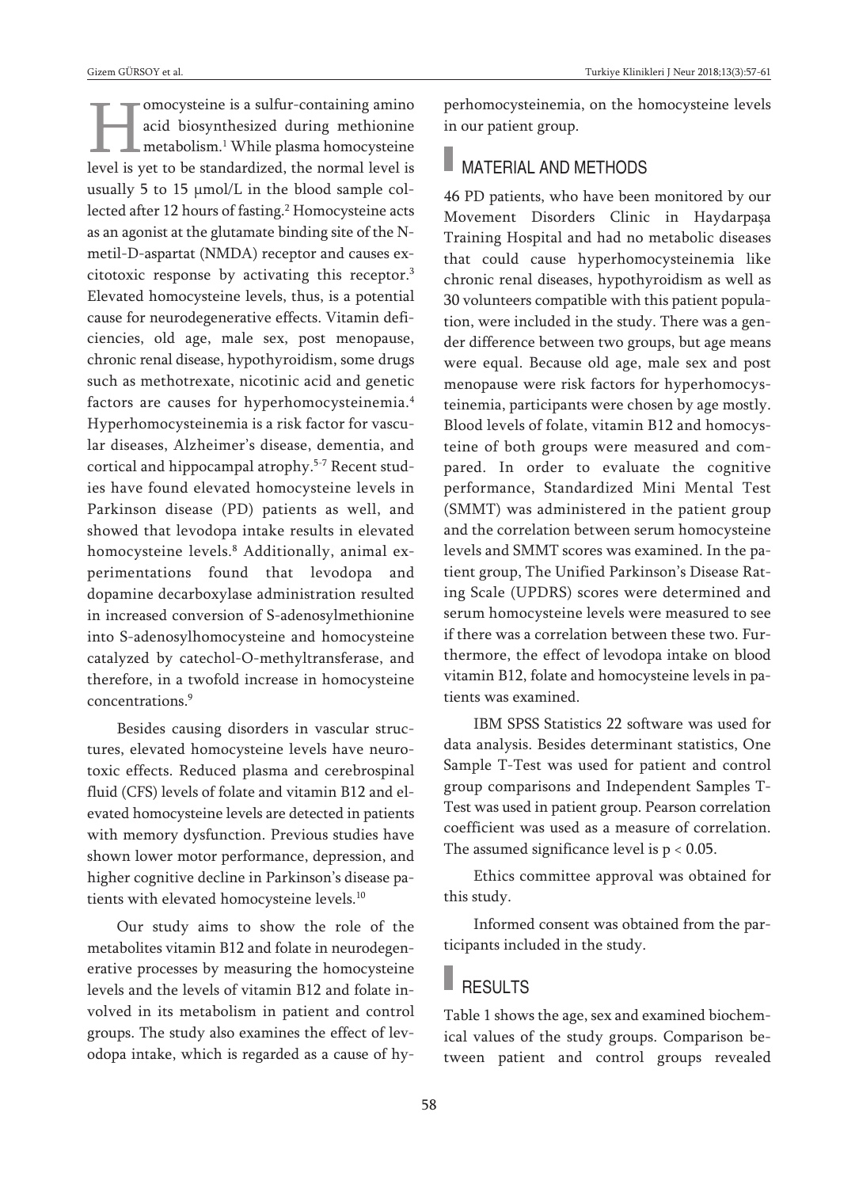Homocysteine is a sulfur-containing amino acid biosynthesized during methionine metabolism.[1] While plasma homocysteine level is yet to be standardized, the normal level is usually 5 to 15 μmol/L in the blood sample collected after 12 hours of fasting.[2] Homocysteine acts as an agonist at the glutamate binding site of the N-metil-D-aspartat (NMDA) receptor and causes excitotoxic response by activating this receptor.[3] Elevated homocysteine levels, thus, is a potential cause for neurodegenerative effects. Vitamin deficiencies, old age, male sex, post menopause, chronic renal disease, hypothyroidism, some drugs such as methotrexate, nicotinic acid and genetic factors are causes for hyperhomocysteinemia.[4] Hyperhomocysteinemia is a risk factor for vascular diseases, Alzheimer's disease, dementia, and cortical and hippocampal atrophy.[5-7] Recent studies have found elevated homocysteine levels in Parkinson disease (PD) patients as well, and showed that levodopa intake results in elevated homocysteine levels.[8] Additionally, animal experimentations found that levodopa and dopamine decarboxylase administration resulted in increased conversion of S-adenosylmethionine into S-adenosylhomocysteine and homocysteine catalyzed by catechol-O-methyltransferase, and therefore, in a twofold increase in homocysteine concentrations.[9]

Besides causing disorders in vascular structures, elevated homocysteine levels have neurotoxic effects. Reduced plasma and cerebrospinal fluid (CFS) levels of folate and vitamin B12 and elevated homocysteine levels are detected in patients with memory dysfunction. Previous studies have shown lower motor performance, depression, and higher cognitive decline in Parkinson's disease patients with elevated homocysteine levels.[10]

Our study aims to show the role of the metabolites vitamin B12 and folate in neurodegenerative processes by measuring the homocysteine levels and the levels of vitamin B12 and folate involved in its metabolism in patient and control groups. The study also examines the effect of levodopa intake, which is regarded as a cause of hyperhomocysteinemia, on the homocysteine levels in our patient group.

## MATERIAL AND METHODS

46 PD patients, who have been monitored by our Movement Disorders Clinic in Haydarpaşa Training Hospital and had no metabolic diseases that could cause hyperhomocysteinemia like chronic renal diseases, hypothyroidism as well as 30 volunteers compatible with this patient population, were included in the study. There was a gender difference between two groups, but age means were equal. Because old age, male sex and post menopause were risk factors for hyperhomocysteinemia, participants were chosen by age mostly. Blood levels of folate, vitamin B12 and homocysteine of both groups were measured and compared. In order to evaluate the cognitive performance, Standardized Mini Mental Test (SMMT) was administered in the patient group and the correlation between serum homocysteine levels and SMMT scores was examined. In the patient group, The Unified Parkinson's Disease Rating Scale (UPDRS) scores were determined and serum homocysteine levels were measured to see if there was a correlation between these two. Furthermore, the effect of levodopa intake on blood vitamin B12, folate and homocysteine levels in patients was examined.

IBM SPSS Statistics 22 software was used for data analysis. Besides determinant statistics, One Sample T-Test was used for patient and control group comparisons and Independent Samples T-Test was used in patient group. Pearson correlation coefficient was used as a measure of correlation. The assumed significance level is $p < 0.05$.

Ethics committee approval was obtained for this study.

Informed consent was obtained from the participants included in the study.

## RESULTS

Table 1 shows the age, sex and examined biochemical values of the study groups. Comparison between patient and control groups revealed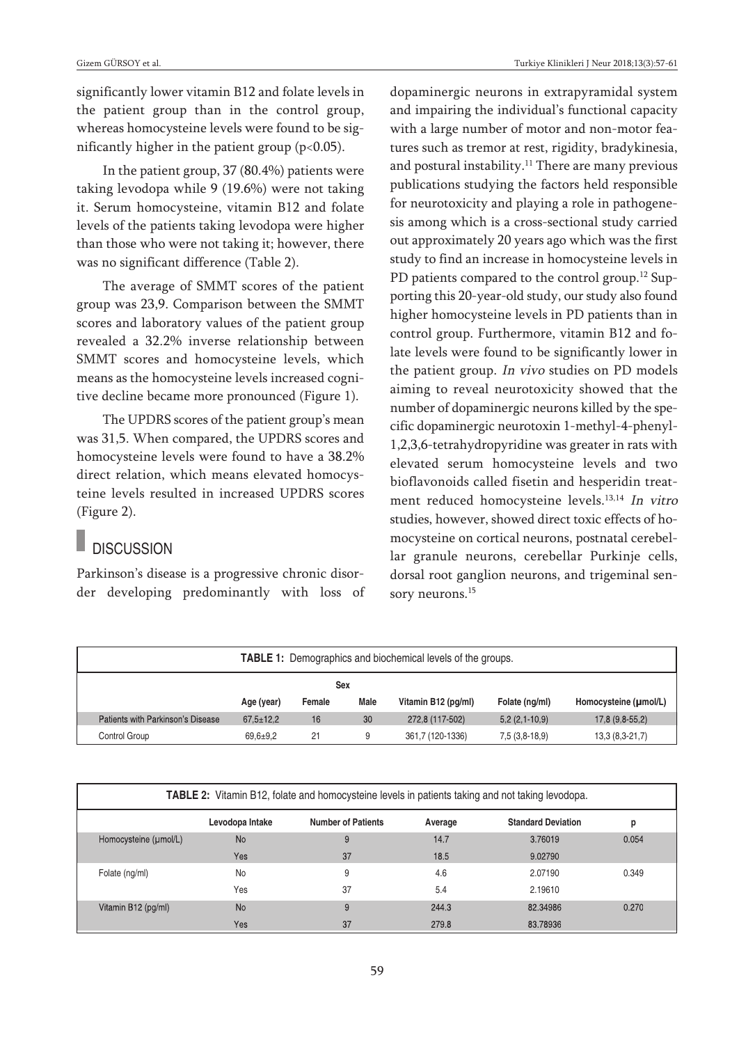significantly lower vitamin B12 and folate levels in the patient group than in the control group, whereas homocysteine levels were found to be significantly higher in the patient group ($p<0.05$).

In the patient group, 37 (80.4%) patients were taking levodopa while 9 (19.6%) were not taking it. Serum homocysteine, vitamin B12 and folate levels of the patients taking levodopa were higher than those who were not taking it; however, there was no significant difference (Table 2).

The average of SMMT scores of the patient group was 23,9. Comparison between the SMMT scores and laboratory values of the patient group revealed a 32.2% inverse relationship between SMMT scores and homocysteine levels, which means as the homocysteine levels increased cognitive decline became more pronounced (Figure 1).

The UPDRS scores of the patient group's mean was 31,5. When compared, the UPDRS scores and homocysteine levels were found to have a 38.2% direct relation, which means elevated homocysteine levels resulted in increased UPDRS scores (Figure 2).

## DISCUSSION

Parkinson's disease is a progressive chronic disorder developing predominantly with loss of dopaminergic neurons in extrapyramidal system and impairing the individual's functional capacity with a large number of motor and non-motor features such as tremor at rest, rigidity, bradykinesia, and postural instability.[11] There are many previous publications studying the factors held responsible for neurotoxicity and playing a role in pathogenesis among which is a cross-sectional study carried out approximately 20 years ago which was the first study to find an increase in homocysteine levels in PD patients compared to the control group.[12] Supporting this 20-year-old study, our study also found higher homocysteine levels in PD patients than in control group. Furthermore, vitamin B12 and folate levels were found to be significantly lower in the patient group. *In vivo* studies on PD models aiming to reveal neurotoxicity showed that the number of dopaminergic neurons killed by the specific dopaminergic neurotoxin 1-methyl-4-phenyl-1,2,3,6-tetrahydropyridine was greater in rats with elevated serum homocysteine levels and two bioflavonoids called fisetin and hesperidin treatment reduced homocysteine levels.[13,14] *In vitro* studies, however, showed direct toxic effects of homocysteine on cortical neurons, postnatal cerebellar granule neurons, cerebellar Purkinje cells, dorsal root ganglion neurons, and trigeminal sensory neurons.[15]

**TABLE 1:** Demographics and biochemical levels of the groups.

| | Age (year) | Sex | | Vitamin B12 (pg/ml) | Folate (ng/ml) | Homocysteine (μmol/L) |
|---|---|---|---|---|---|---|
| | | Female | Male | | | |
| Patients with Parkinson's Disease | 67,5±12,2 | 16 | 30 | 272,8 (117-502) | 5,2 (2,1-10,9) | 17,8 (9,8-55,2) |
| Control Group | 69,6±9,2 | 21 | 9 | 361,7 (120-1336) | 7,5 (3,8-18,9) | 13,3 (8,3-21,7) |

**TABLE 2:** Vitamin B12, folate and homocysteine levels in patients taking and not taking levodopa.

| | Levodopa Intake | Number of Patients | Average | Standard Deviation | p |
|---|---|---|---|---|---|
| Homocysteine (μmol/L) | No | 9 | 14.7 | 3.76019 | 0.054 |
| | Yes | 37 | 18.5 | 9.02790 | |
| Folate (ng/ml) | No | 9 | 4.6 | 2.07190 | 0.349 |
| | Yes | 37 | 5.4 | 2.19610 | |
| Vitamin B12 (pg/ml) | No | 9 | 244.3 | 82.34986 | 0.270 |
| | Yes | 37 | 279.8 | 83.78936 | |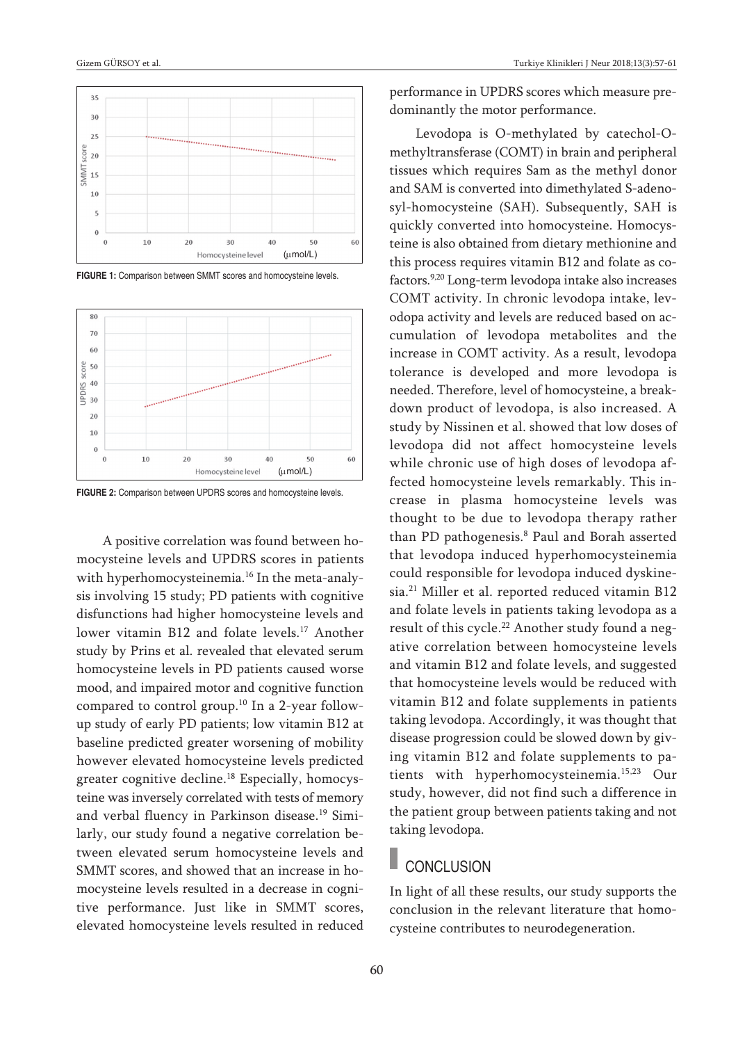FIGURE 1: Comparison between SMMT scores and homocysteine levels.

FIGURE 2: Comparison between UPDRS scores and homocysteine levels.

A positive correlation was found between homocysteine levels and UPDRS scores in patients with hyperhomocysteinemia.[16] In the meta-analysis involving 15 study; PD patients with cognitive disfunctions had higher homocysteine levels and lower vitamin B12 and folate levels.[17] Another study by Prins et al. revealed that elevated serum homocysteine levels in PD patients caused worse mood, and impaired motor and cognitive function compared to control group.[10] In a 2-year follow-up study of early PD patients; low vitamin B12 at baseline predicted greater worsening of mobility however elevated homocysteine levels predicted greater cognitive decline.[18] Especially, homocysteine was inversely correlated with tests of memory and verbal fluency in Parkinson disease.[19] Similarly, our study found a negative correlation between elevated serum homocysteine levels and SMMT scores, and showed that an increase in homocysteine levels resulted in a decrease in cognitive performance. Just like in SMMT scores, elevated homocysteine levels resulted in reduced performance in UPDRS scores which measure predominantly the motor performance.

Levodopa is O-methylated by catechol-O-methyltransferase (COMT) in brain and peripheral tissues which requires Sam as the methyl donor and SAM is converted into dimethylated S-adenosyl-homocysteine (SAH). Subsequently, SAH is quickly converted into homocysteine. Homocysteine is also obtained from dietary methionine and this process requires vitamin B12 and folate as cofactors.[9,20] Long-term levodopa intake also increases COMT activity. In chronic levodopa intake, levodopa activity and levels are reduced based on accumulation of levodopa metabolites and the increase in COMT activity. As a result, levodopa tolerance is developed and more levodopa is needed. Therefore, level of homocysteine, a breakdown product of levodopa, is also increased. A study by Nissinen et al. showed that low doses of levodopa did not affect homocysteine levels while chronic use of high doses of levodopa affected homocysteine levels remarkably. This increase in plasma homocysteine levels was thought to be due to levodopa therapy rather than PD pathogenesis.[8] Paul and Borah asserted that levodopa induced hyperhomocysteinemia could responsible for levodopa induced dyskinesia.[21] Miller et al. reported reduced vitamin B12 and folate levels in patients taking levodopa as a result of this cycle.[22] Another study found a negative correlation between homocysteine levels and vitamin B12 and folate levels, and suggested that homocysteine levels would be reduced with vitamin B12 and folate supplements in patients taking levodopa. Accordingly, it was thought that disease progression could be slowed down by giving vitamin B12 and folate supplements to patients with hyperhomocysteinemia.[15,23] Our study, however, did not find such a difference in the patient group between patients taking and not taking levodopa.

## CONCLUSION

In light of all these results, our study supports the conclusion in the relevant literature that homocysteine contributes to neurodegeneration.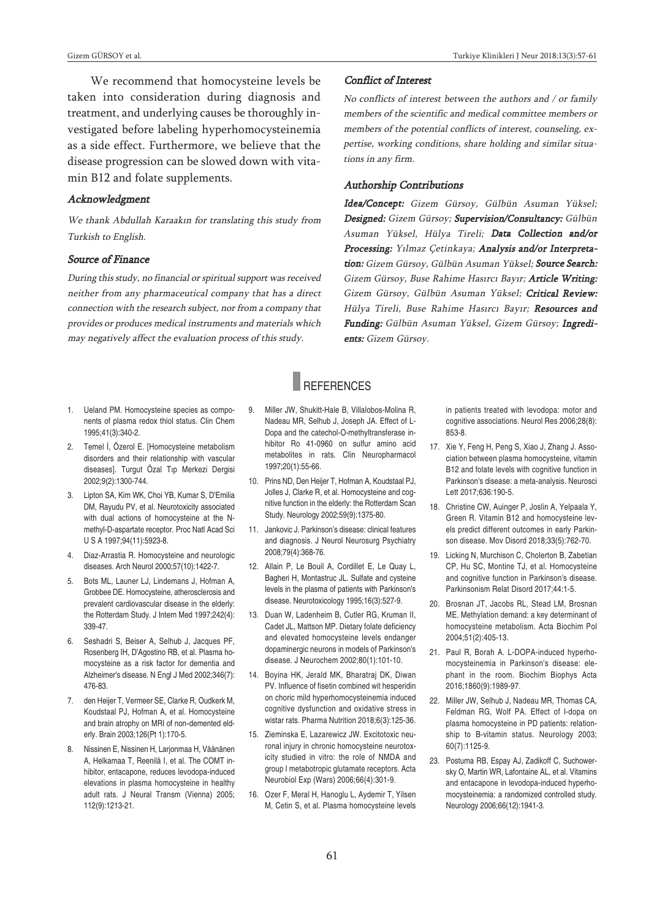We recommend that homocysteine levels be taken into consideration during diagnosis and treatment, and underlying causes be thoroughly investigated before labeling hyperhomocysteinemia as a side effect. Furthermore, we believe that the disease progression can be slowed down with vitamin B12 and folate supplements.

### *Acknowledgment*

*We thank Abdullah Karaakın for translating this study from Turkish to English.*

### *Source of Finance*

*During this study, no financial or spiritual support was received neither from any pharmaceutical company that has a direct connection with the research subject, nor from a company that provides or produces medical instruments and materials which may negatively affect the evaluation process of this study.*

### *Conflict of Interest*

*No conflicts of interest between the authors and / or family members of the scientific and medical committee members or members of the potential conflicts of interest, counseling, expertise, working conditions, share holding and similar situations in any firm.*

### *Authorship Contributions*

***Idea/Concept:*** *Gizem Gürsoy, Gülbün Asuman Yüksel;* ***Designed:*** *Gizem Gürsoy;* ***Supervision/Consultancy:*** *Gülbün Asuman Yüksel, Hülya Tireli;* ***Data Collection and/or Processing:*** *Yılmaz Çetinkaya;* ***Analysis and/or Interpretation:*** *Gizem Gürsoy, Gülbün Asuman Yüksel;* ***Source Search:*** *Gizem Gürsoy, Buse Rahime Hasırcı Bayır;* ***Article Writing:*** *Gizem Gürsoy, Gülbün Asuman Yüksel;* ***Critical Review:*** *Hülya Tireli, Buse Rahime Hasırcı Bayır;* ***Resources and Funding:*** *Gülbün Asuman Yüksel, Gizem Gürsoy;* ***Ingredients:*** *Gizem Gürsoy.*

## REFERENCES

1. Ueland PM. Homocysteine species as components of plasma redox thiol status. Clin Chem 1995;41(3):340-2.
2. Temel İ, Özerol E. [Homocysteine metabolism disorders and their relationship with vascular diseases]. Turgut Özal Tıp Merkezi Dergisi 2002;9(2):1300-744.
3. Lipton SA, Kim WK, Choi YB, Kumar S, D'Emilia DM, Rayudu PV, et al. Neurotoxicity associated with dual actions of homocysteine at the N-methyl-D-aspartate receptor. Proc Natl Acad Sci U S A 1997;94(11):5923-8.
4. Diaz-Arrastia R. Homocysteine and neurologic diseases. Arch Neurol 2000;57(10):1422-7.
5. Bots ML, Launer LJ, Lindemans J, Hofman A, Grobbee DE. Homocysteine, atherosclerosis and prevalent cardiovascular disease in the elderly: the Rotterdam Study. J Intern Med 1997;242(4): 339-47.
6. Seshadri S, Beiser A, Selhub J, Jacques PF, Rosenberg IH, D'Agostino RB, et al. Plasma homocysteine as a risk factor for dementia and Alzheimer's disease. N Engl J Med 2002;346(7): 476-83.
7. den Heijer T, Vermeer SE, Clarke R, Oudkerk M, Koudstaal PJ, Hofman A, et al. Homocysteine and brain atrophy on MRI of non-demented elderly. Brain 2003;126(Pt 1):170-5.
8. Nissinen E, Nissinen H, Larjonmaa H, Väänänen A, Helkamaa T, Reenilä I, et al. The COMT inhibitor, entacapone, reduces levodopa-induced elevations in plasma homocysteine in healthy adult rats. J Neural Transm (Vienna) 2005; 112(9):1213-21.
9. Miller JW, Shukitt-Hale B, Villalobos-Molina R, Nadeau MR, Selhub J, Joseph JA. Effect of L-Dopa and the catechol-O-methyltransferase inhibitor Ro 41-0960 on sulfur amino acid metabolites in rats. Clin Neuropharmacol 1997;20(1):55-66.
10. Prins ND, Den Heijer T, Hofman A, Koudstaal PJ, Jolles J, Clarke R, et al. Homocysteine and cognitive function in the elderly: the Rotterdam Scan Study. Neurology 2002;59(9):1375-80.
11. Jankovic J. Parkinson's disease: clinical features and diagnosis. J Neurol Neurosurg Psychiatry 2008;79(4):368-76.
12. Allain P, Le Bouil A, Cordillet E, Le Quay L, Bagheri H, Montastruc JL. Sulfate and cysteine levels in the plasma of patients with Parkinson's disease. Neurotoxicology 1995;16(3):527-9.
13. Duan W, Ladenheim B, Cutler RG, Kruman II, Cadet JL, Mattson MP. Dietary folate deficiency and elevated homocysteine levels endanger dopaminergic neurons in models of Parkinson's disease. J Neurochem 2002;80(1):101-10.
14. Boyina HK, Jerald MK, Bharatraj DK, Diwan PV. Influence of fisetin combined wit hesperidin on choric mild hyperhomocysteinemia induced cognitive dysfunction and oxidative stress in wistar rats. Pharma Nutrition 2018;6(3):125-36.
15. Zieminska E, Lazarewicz JW. Excitotoxic neuronal injury in chronic homocysteine neurotoxicity studied in vitro: the role of NMDA and group I metabotropic glutamate receptors. Acta Neurobiol Exp (Wars) 2006;66(4):301-9.
16. Ozer F, Meral H, Hanoglu L, Aydemir T, Yilsen M, Cetin S, et al. Plasma homocysteine levels in patients treated with levodopa: motor and cognitive associations. Neurol Res 2006;28(8): 853-8.
17. Xie Y, Feng H, Peng S, Xiao J, Zhang J. Association between plasma homocysteine, vitamin B12 and folate levels with cognitive function in Parkinson's disease: a meta-analysis. Neurosci Lett 2017;636:190-5.
18. Christine CW, Auinger P, Joslin A, Yelpaala Y, Green R. Vitamin B12 and homocysteine levels predict different outcomes in early Parkinson disease. Mov Disord 2018;33(5):762-70.
19. Licking N, Murchison C, Cholerton B, Zabetian CP, Hu SC, Montine TJ, et al. Homocysteine and cognitive function in Parkinson's disease. Parkinsonism Relat Disord 2017;44:1-5.
20. Brosnan JT, Jacobs RL, Stead LM, Brosnan ME. Methylation demand: a key determinant of homocysteine metabolism. Acta Biochim Pol 2004;51(2):405-13.
21. Paul R, Borah A. L-DOPA-induced hyperhomocysteinemia in Parkinson's disease: elephant in the room. Biochim Biophys Acta 2016;1860(9):1989-97.
22. Miller JW, Selhub J, Nadeau MR, Thomas CA, Feldman RG, Wolf PA. Effect of l-dopa on plasma homocysteine in PD patients: relationship to B-vitamin status. Neurology 2003; 60(7):1125-9.
23. Postuma RB, Espay AJ, Zadikoff C, Suchowersky O, Martin WR, Lafontaine AL, et al. Vitamins and entacapone in levodopa-induced hyperhomocysteinemia: a randomized controlled study. Neurology 2006;66(12):1941-3.